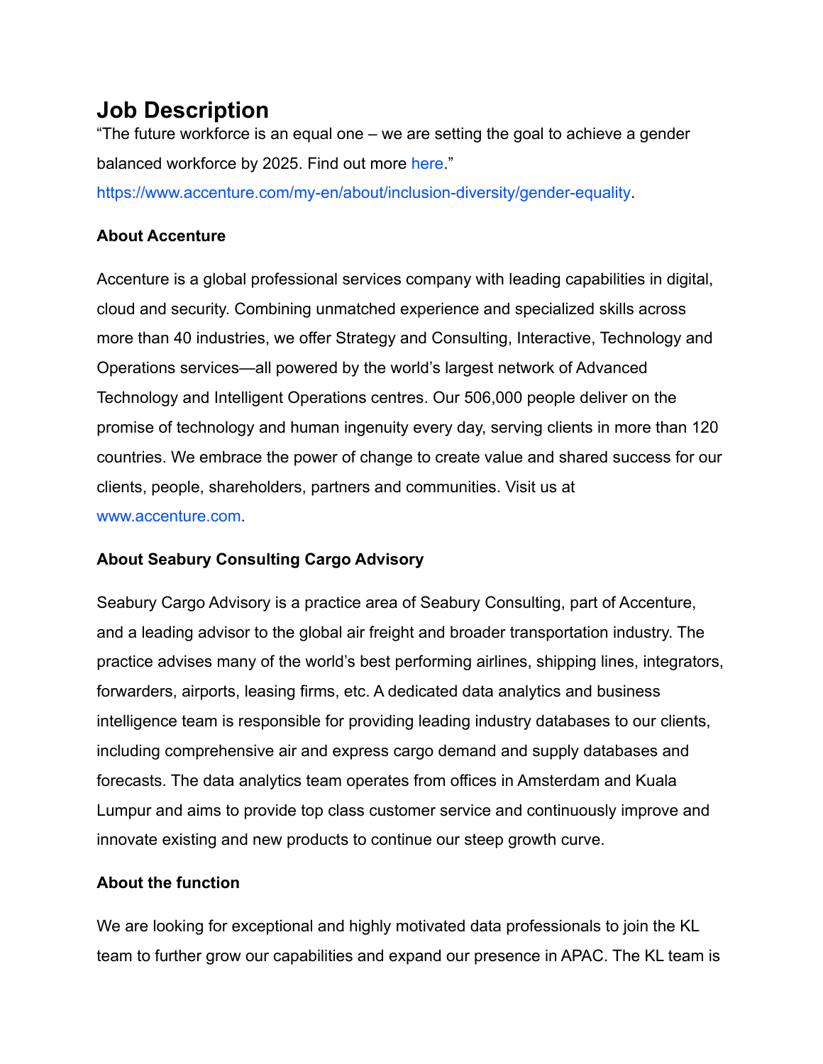# Job Description

"The future workforce is an equal one – we are setting the goal to achieve a gender balanced workforce by 2025. Find out more here."
https://www.accenture.com/my-en/about/inclusion-diversity/gender-equality.

**About Accenture**

Accenture is a global professional services company with leading capabilities in digital, cloud and security. Combining unmatched experience and specialized skills across more than 40 industries, we offer Strategy and Consulting, Interactive, Technology and Operations services—all powered by the world's largest network of Advanced Technology and Intelligent Operations centres. Our 506,000 people deliver on the promise of technology and human ingenuity every day, serving clients in more than 120 countries. We embrace the power of change to create value and shared success for our clients, people, shareholders, partners and communities. Visit us at www.accenture.com.

**About Seabury Consulting Cargo Advisory**

Seabury Cargo Advisory is a practice area of Seabury Consulting, part of Accenture, and a leading advisor to the global air freight and broader transportation industry. The practice advises many of the world's best performing airlines, shipping lines, integrators, forwarders, airports, leasing firms, etc. A dedicated data analytics and business intelligence team is responsible for providing leading industry databases to our clients, including comprehensive air and express cargo demand and supply databases and forecasts. The data analytics team operates from offices in Amsterdam and Kuala Lumpur and aims to provide top class customer service and continuously improve and innovate existing and new products to continue our steep growth curve.

**About the function**

We are looking for exceptional and highly motivated data professionals to join the KL team to further grow our capabilities and expand our presence in APAC. The KL team is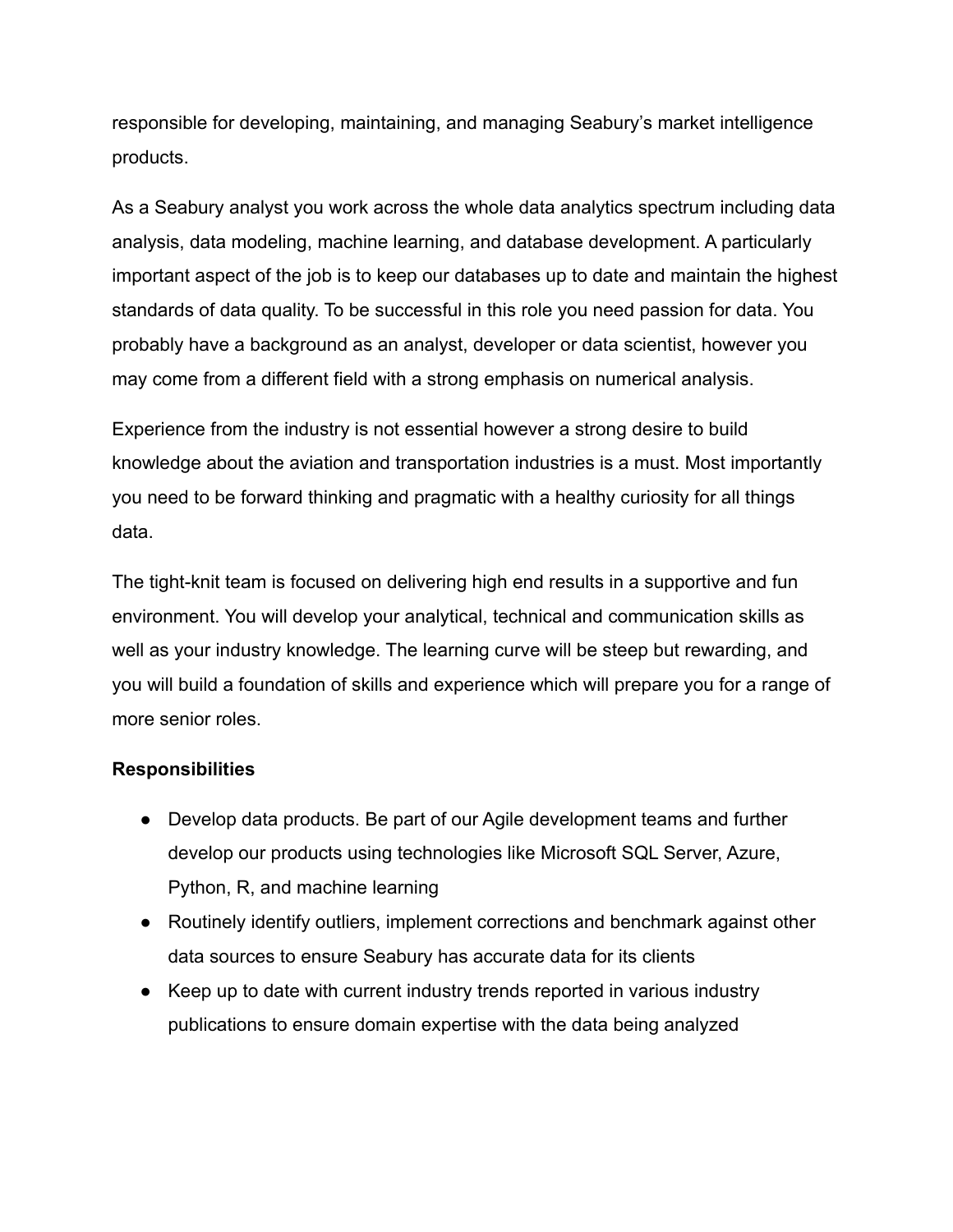responsible for developing, maintaining, and managing Seabury's market intelligence products.

As a Seabury analyst you work across the whole data analytics spectrum including data analysis, data modeling, machine learning, and database development. A particularly important aspect of the job is to keep our databases up to date and maintain the highest standards of data quality. To be successful in this role you need passion for data. You probably have a background as an analyst, developer or data scientist, however you may come from a different field with a strong emphasis on numerical analysis.

Experience from the industry is not essential however a strong desire to build knowledge about the aviation and transportation industries is a must. Most importantly you need to be forward thinking and pragmatic with a healthy curiosity for all things data.

The tight-knit team is focused on delivering high end results in a supportive and fun environment. You will develop your analytical, technical and communication skills as well as your industry knowledge. The learning curve will be steep but rewarding, and you will build a foundation of skills and experience which will prepare you for a range of more senior roles.

**Responsibilities**

- Develop data products. Be part of our Agile development teams and further develop our products using technologies like Microsoft SQL Server, Azure, Python, R, and machine learning
- Routinely identify outliers, implement corrections and benchmark against other data sources to ensure Seabury has accurate data for its clients
- Keep up to date with current industry trends reported in various industry publications to ensure domain expertise with the data being analyzed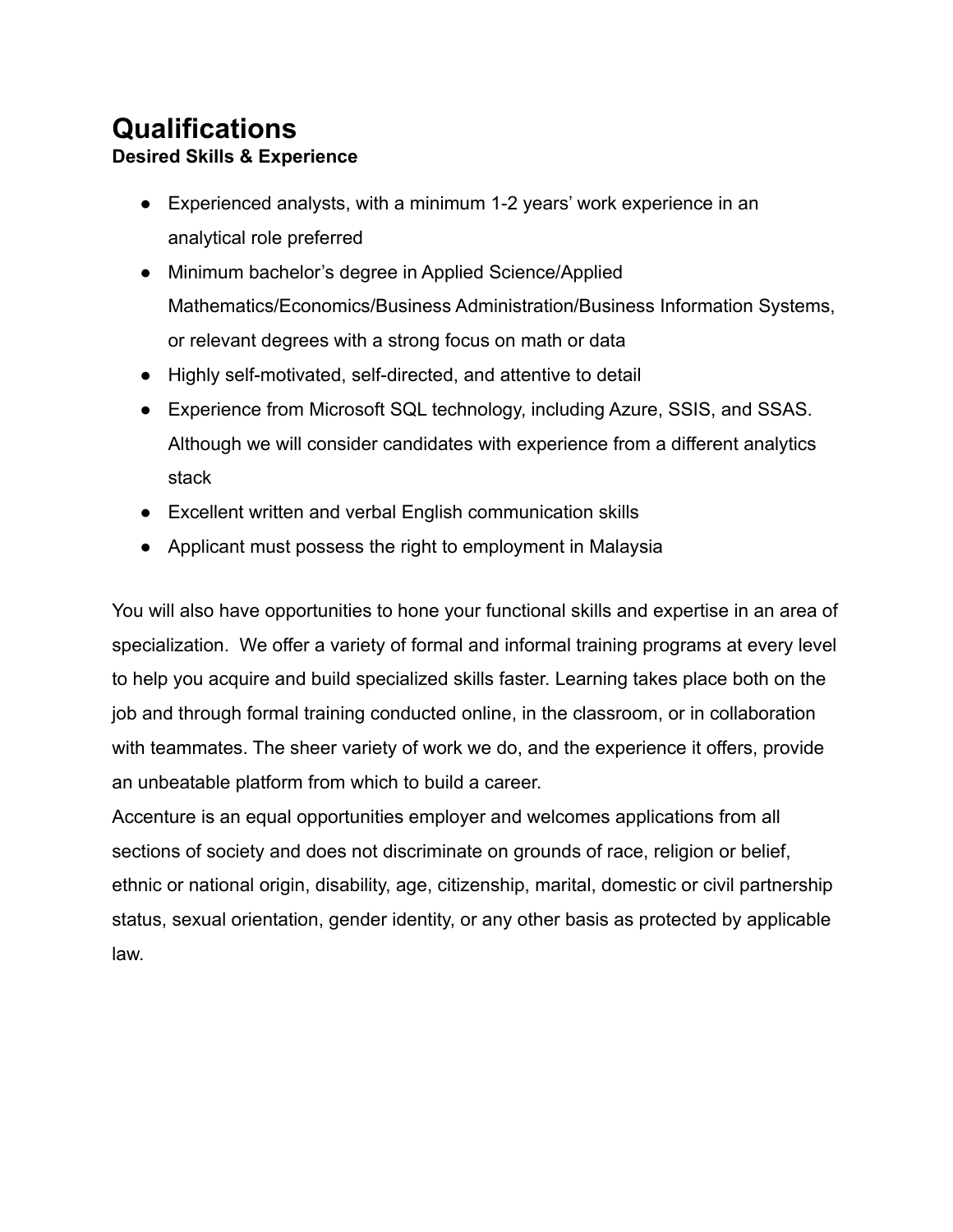# Qualifications

**Desired Skills & Experience**

- Experienced analysts, with a minimum 1-2 years' work experience in an analytical role preferred
- Minimum bachelor's degree in Applied Science/Applied Mathematics/Economics/Business Administration/Business Information Systems, or relevant degrees with a strong focus on math or data
- Highly self-motivated, self-directed, and attentive to detail
- Experience from Microsoft SQL technology, including Azure, SSIS, and SSAS. Although we will consider candidates with experience from a different analytics stack
- Excellent written and verbal English communication skills
- Applicant must possess the right to employment in Malaysia

You will also have opportunities to hone your functional skills and expertise in an area of specialization. We offer a variety of formal and informal training programs at every level to help you acquire and build specialized skills faster. Learning takes place both on the job and through formal training conducted online, in the classroom, or in collaboration with teammates. The sheer variety of work we do, and the experience it offers, provide an unbeatable platform from which to build a career.

Accenture is an equal opportunities employer and welcomes applications from all sections of society and does not discriminate on grounds of race, religion or belief, ethnic or national origin, disability, age, citizenship, marital, domestic or civil partnership status, sexual orientation, gender identity, or any other basis as protected by applicable law.